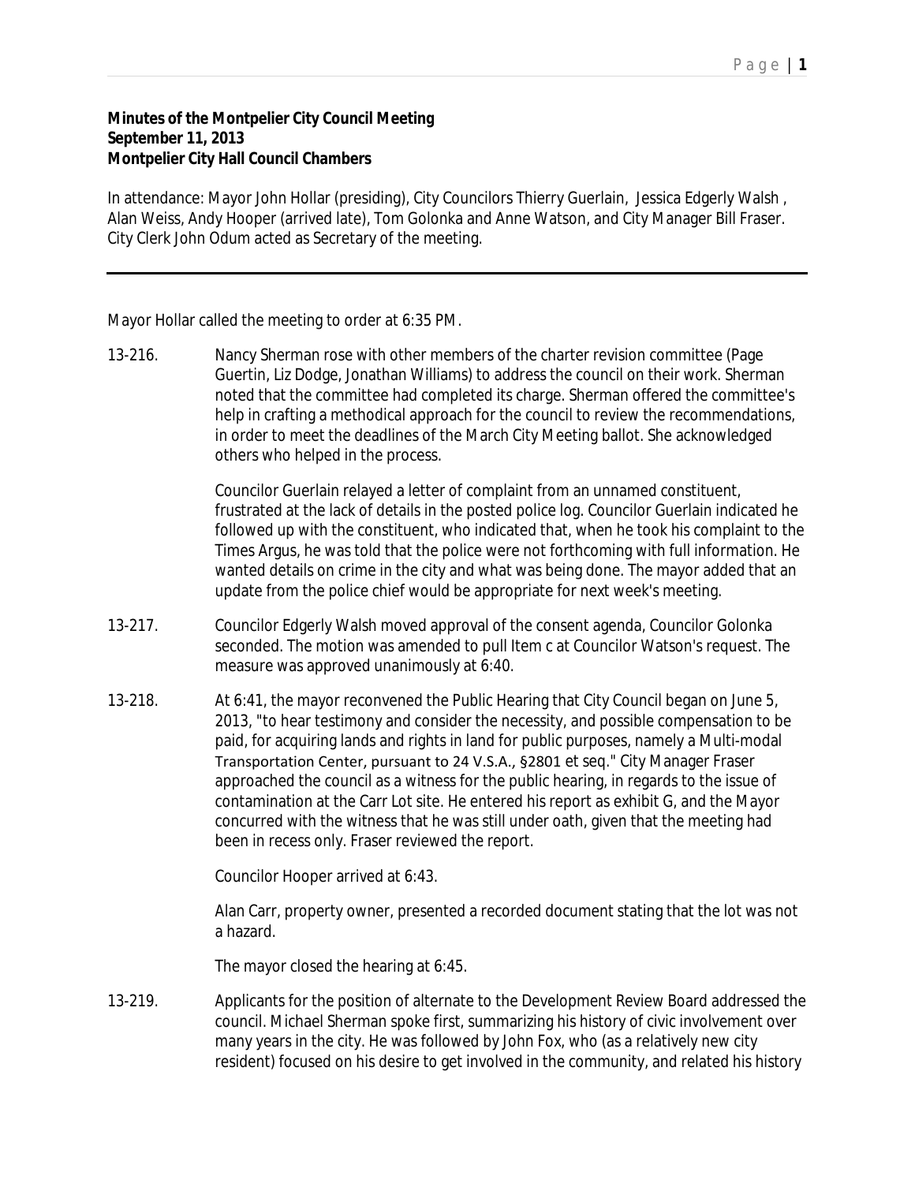**Minutes of the Montpelier City Council Meeting**
**September 11, 2013**
**Montpelier City Hall Council Chambers**

In attendance: Mayor John Hollar (presiding), City Councilors Thierry Guerlain, Jessica Edgerly Walsh , Alan Weiss, Andy Hooper (arrived late), Tom Golonka and Anne Watson, and City Manager Bill Fraser. City Clerk John Odum acted as Secretary of the meeting.

---

Mayor Hollar called the meeting to order at 6:35 PM.

13-216. Nancy Sherman rose with other members of the charter revision committee (Page Guertin, Liz Dodge, Jonathan Williams) to address the council on their work. Sherman noted that the committee had completed its charge. Sherman offered the committee's help in crafting a methodical approach for the council to review the recommendations, in order to meet the deadlines of the March City Meeting ballot. She acknowledged others who helped in the process.

Councilor Guerlain relayed a letter of complaint from an unnamed constituent, frustrated at the lack of details in the posted police log. Councilor Guerlain indicated he followed up with the constituent, who indicated that, when he took his complaint to the Times Argus, he was told that the police were not forthcoming with full information. He wanted details on crime in the city and what was being done. The mayor added that an update from the police chief would be appropriate for next week's meeting.

13-217. Councilor Edgerly Walsh moved approval of the consent agenda, Councilor Golonka seconded. The motion was amended to pull Item c at Councilor Watson's request. The measure was approved unanimously at 6:40.

13-218. At 6:41, the mayor reconvened the Public Hearing that City Council began on June 5, 2013, "to hear testimony and consider the necessity, and possible compensation to be paid, for acquiring lands and rights in land for public purposes, namely a Multi-modal Transportation Center, pursuant to 24 V.S.A., §2801 et seq." City Manager Fraser approached the council as a witness for the public hearing, in regards to the issue of contamination at the Carr Lot site. He entered his report as exhibit G, and the Mayor concurred with the witness that he was still under oath, given that the meeting had been in recess only. Fraser reviewed the report.

Councilor Hooper arrived at 6:43.

Alan Carr, property owner, presented a recorded document stating that the lot was not a hazard.

The mayor closed the hearing at 6:45.

13-219. Applicants for the position of alternate to the Development Review Board addressed the council. Michael Sherman spoke first, summarizing his history of civic involvement over many years in the city. He was followed by John Fox, who (as a relatively new city resident) focused on his desire to get involved in the community, and related his history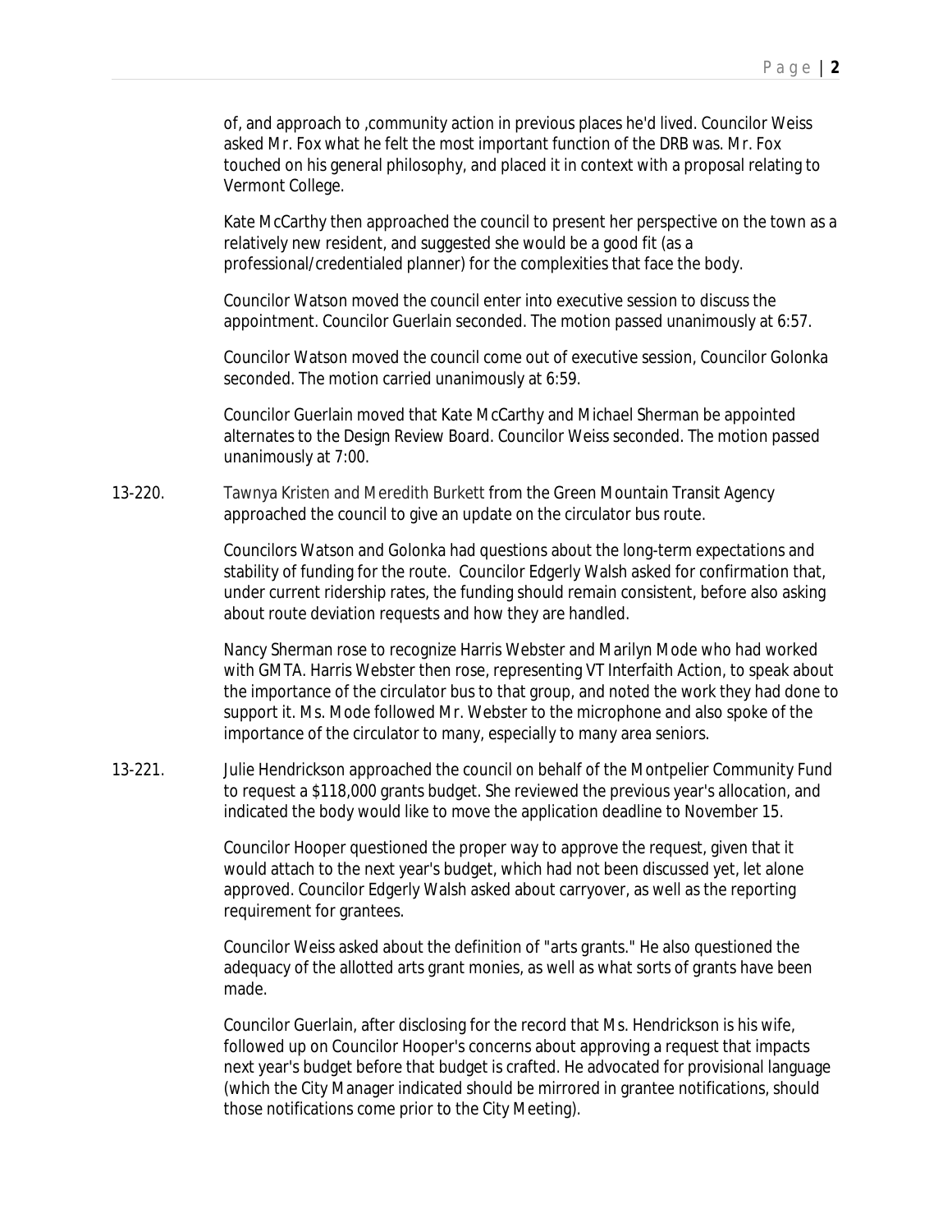of, and approach to ,community action in previous places he'd lived. Councilor Weiss asked Mr. Fox what he felt the most important function of the DRB was. Mr. Fox touched on his general philosophy, and placed it in context with a proposal relating to Vermont College.

Kate McCarthy then approached the council to present her perspective on the town as a relatively new resident, and suggested she would be a good fit (as a professional/credentialed planner) for the complexities that face the body.

Councilor Watson moved the council enter into executive session to discuss the appointment. Councilor Guerlain seconded. The motion passed unanimously at 6:57.

Councilor Watson moved the council come out of executive session, Councilor Golonka seconded. The motion carried unanimously at 6:59.

Councilor Guerlain moved that Kate McCarthy and Michael Sherman be appointed alternates to the Design Review Board. Councilor Weiss seconded. The motion passed unanimously at 7:00.

13-220. Tawnya Kristen and Meredith Burkett from the Green Mountain Transit Agency approached the council to give an update on the circulator bus route.

Councilors Watson and Golonka had questions about the long-term expectations and stability of funding for the route. Councilor Edgerly Walsh asked for confirmation that, under current ridership rates, the funding should remain consistent, before also asking about route deviation requests and how they are handled.

Nancy Sherman rose to recognize Harris Webster and Marilyn Mode who had worked with GMTA. Harris Webster then rose, representing VT Interfaith Action, to speak about the importance of the circulator bus to that group, and noted the work they had done to support it. Ms. Mode followed Mr. Webster to the microphone and also spoke of the importance of the circulator to many, especially to many area seniors.

13-221. Julie Hendrickson approached the council on behalf of the Montpelier Community Fund to request a $118,000 grants budget. She reviewed the previous year's allocation, and indicated the body would like to move the application deadline to November 15.

Councilor Hooper questioned the proper way to approve the request, given that it would attach to the next year's budget, which had not been discussed yet, let alone approved. Councilor Edgerly Walsh asked about carryover, as well as the reporting requirement for grantees.

Councilor Weiss asked about the definition of "arts grants." He also questioned the adequacy of the allotted arts grant monies, as well as what sorts of grants have been made.

Councilor Guerlain, after disclosing for the record that Ms. Hendrickson is his wife, followed up on Councilor Hooper's concerns about approving a request that impacts next year's budget before that budget is crafted. He advocated for provisional language (which the City Manager indicated should be mirrored in grantee notifications, should those notifications come prior to the City Meeting).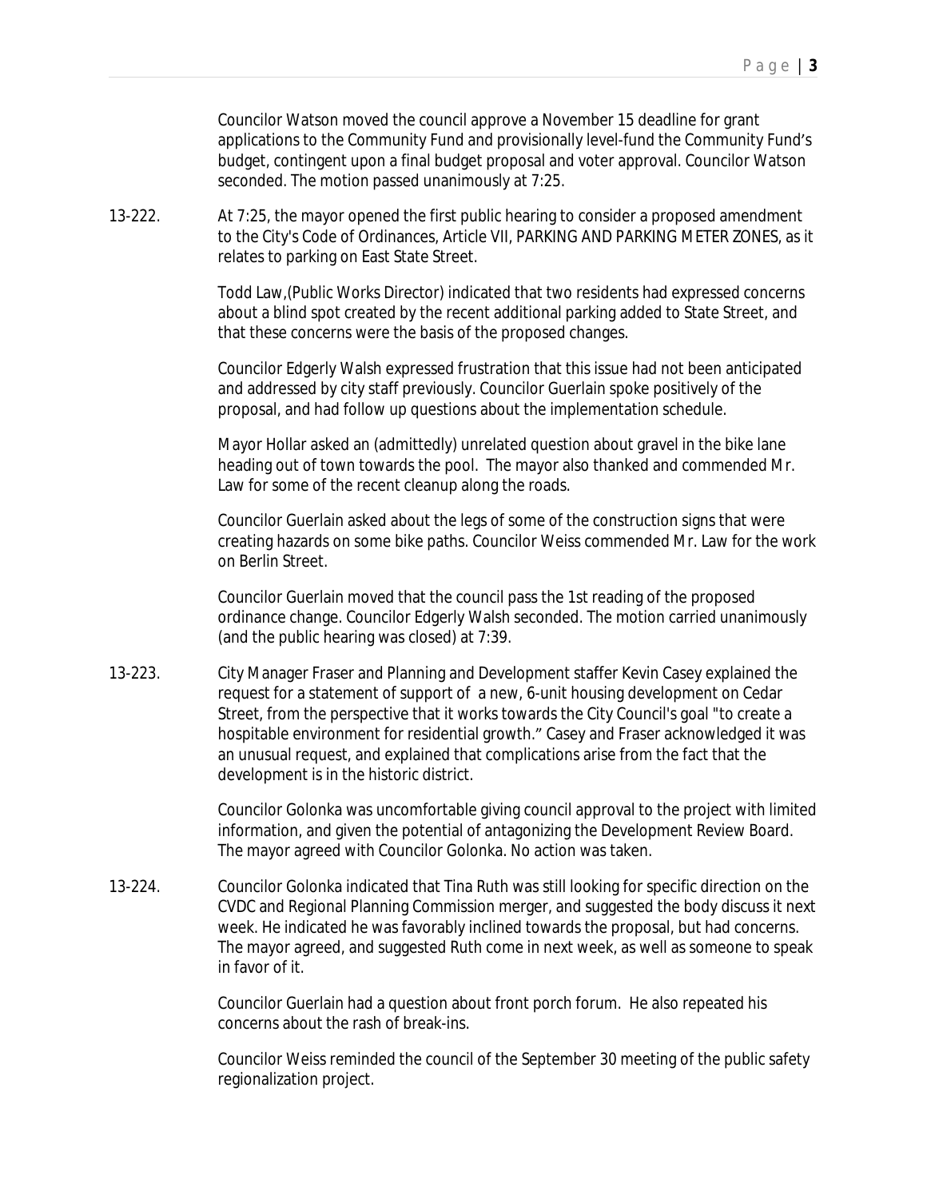Councilor Watson moved the council approve a November 15 deadline for grant applications to the Community Fund and provisionally level-fund the Community Fund's budget, contingent upon a final budget proposal and voter approval. Councilor Watson seconded. The motion passed unanimously at 7:25.

13-222. At 7:25, the mayor opened the first public hearing to consider a proposed amendment to the City's Code of Ordinances, Article VII, PARKING AND PARKING METER ZONES, as it relates to parking on East State Street.

Todd Law,(Public Works Director) indicated that two residents had expressed concerns about a blind spot created by the recent additional parking added to State Street, and that these concerns were the basis of the proposed changes.

Councilor Edgerly Walsh expressed frustration that this issue had not been anticipated and addressed by city staff previously. Councilor Guerlain spoke positively of the proposal, and had follow up questions about the implementation schedule.

Mayor Hollar asked an (admittedly) unrelated question about gravel in the bike lane heading out of town towards the pool. The mayor also thanked and commended Mr. Law for some of the recent cleanup along the roads.

Councilor Guerlain asked about the legs of some of the construction signs that were creating hazards on some bike paths. Councilor Weiss commended Mr. Law for the work on Berlin Street.

Councilor Guerlain moved that the council pass the 1st reading of the proposed ordinance change. Councilor Edgerly Walsh seconded. The motion carried unanimously (and the public hearing was closed) at 7:39.

13-223. City Manager Fraser and Planning and Development staffer Kevin Casey explained the request for a statement of support of a new, 6-unit housing development on Cedar Street, from the perspective that it works towards the City Council's goal "to create a hospitable environment for residential growth." Casey and Fraser acknowledged it was an unusual request, and explained that complications arise from the fact that the development is in the historic district.

Councilor Golonka was uncomfortable giving council approval to the project with limited information, and given the potential of antagonizing the Development Review Board. The mayor agreed with Councilor Golonka. No action was taken.

13-224. Councilor Golonka indicated that Tina Ruth was still looking for specific direction on the CVDC and Regional Planning Commission merger, and suggested the body discuss it next week. He indicated he was favorably inclined towards the proposal, but had concerns. The mayor agreed, and suggested Ruth come in next week, as well as someone to speak in favor of it.

Councilor Guerlain had a question about front porch forum. He also repeated his concerns about the rash of break-ins.

Councilor Weiss reminded the council of the September 30 meeting of the public safety regionalization project.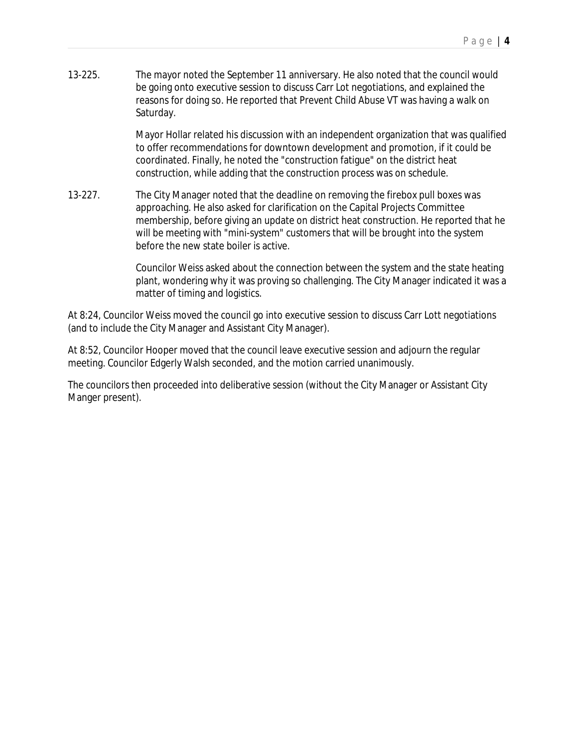13-225. The mayor noted the September 11 anniversary. He also noted that the council would be going onto executive session to discuss Carr Lot negotiations, and explained the reasons for doing so. He reported that Prevent Child Abuse VT was having a walk on Saturday.

Mayor Hollar related his discussion with an independent organization that was qualified to offer recommendations for downtown development and promotion, if it could be coordinated. Finally, he noted the "construction fatigue" on the district heat construction, while adding that the construction process was on schedule.

13-227. The City Manager noted that the deadline on removing the firebox pull boxes was approaching. He also asked for clarification on the Capital Projects Committee membership, before giving an update on district heat construction. He reported that he will be meeting with "mini-system" customers that will be brought into the system before the new state boiler is active.

Councilor Weiss asked about the connection between the system and the state heating plant, wondering why it was proving so challenging. The City Manager indicated it was a matter of timing and logistics.

At 8:24, Councilor Weiss moved the council go into executive session to discuss Carr Lott negotiations (and to include the City Manager and Assistant City Manager).

At 8:52, Councilor Hooper moved that the council leave executive session and adjourn the regular meeting. Councilor Edgerly Walsh seconded, and the motion carried unanimously.

The councilors then proceeded into deliberative session (without the City Manager or Assistant City Manger present).